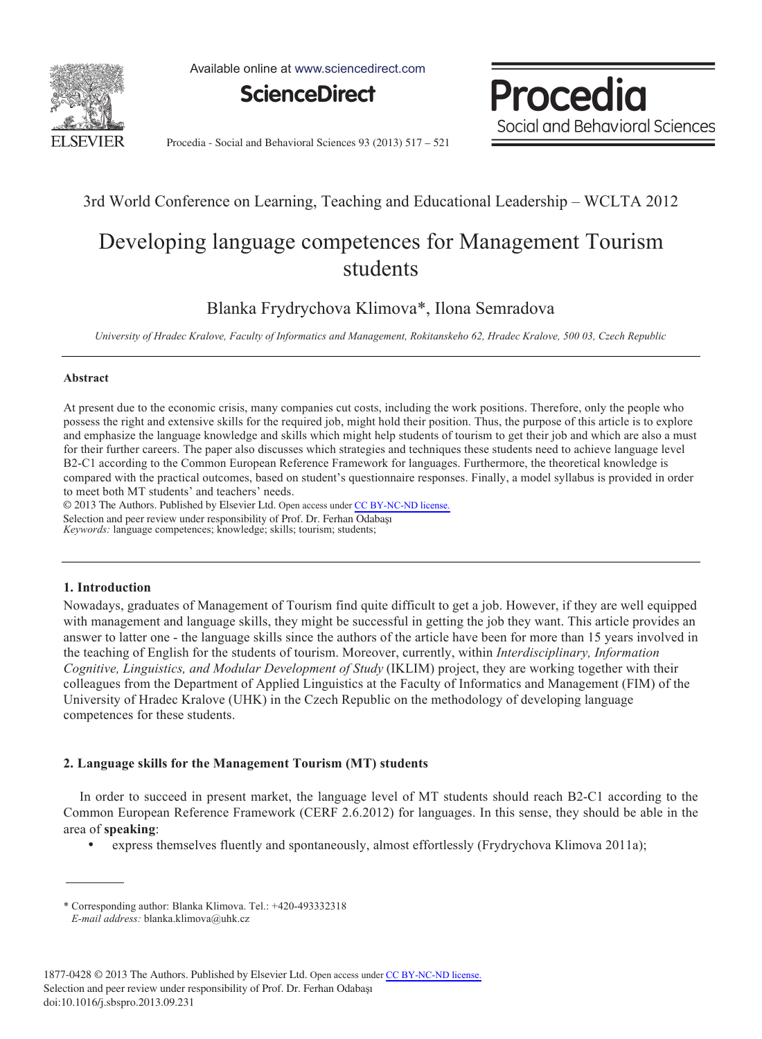3rd World Conference on Learning, Teaching and Educational Leadership – WCLTA 2012

# Developing language competences for Management Tourism students

Blanka Frydrychova Klimova*, Ilona Semradova

*University of Hradec Kralove, Faculty of Informatics and Management, Rokitanskeho 62, Hradec Kralove, 500 03, Czech Republic*

## Abstract

At present due to the economic crisis, many companies cut costs, including the work positions. Therefore, only the people who possess the right and extensive skills for the required job, might hold their position. Thus, the purpose of this article is to explore and emphasize the language knowledge and skills which might help students of tourism to get their job and which are also a must for their further careers. The paper also discusses which strategies and techniques these students need to achieve language level B2-C1 according to the Common European Reference Framework for languages. Furthermore, the theoretical knowledge is compared with the practical outcomes, based on student's questionnaire responses. Finally, a model syllabus is provided in order to meet both MT students' and teachers' needs.

© 2013 The Authors. Published by Elsevier Ltd. Open access under CC BY-NC-ND license.
Selection and peer review under responsibility of Prof. Dr. Ferhan Odabaşı

*Keywords:* language competences; knowledge; skills; tourism; students;

## 1. Introduction

Nowadays, graduates of Management of Tourism find quite difficult to get a job. However, if they are well equipped with management and language skills, they might be successful in getting the job they want. This article provides an answer to latter one - the language skills since the authors of the article have been for more than 15 years involved in the teaching of English for the students of tourism. Moreover, currently, within *Interdisciplinary, Information Cognitive, Linguistics, and Modular Development of Study* (IKLIM) project, they are working together with their colleagues from the Department of Applied Linguistics at the Faculty of Informatics and Management (FIM) of the University of Hradec Kralove (UHK) in the Czech Republic on the methodology of developing language competences for these students.

## 2. Language skills for the Management Tourism (MT) students

In order to succeed in present market, the language level of MT students should reach B2-C1 according to the Common European Reference Framework (CERF 2.6.2012) for languages. In this sense, they should be able in the area of **speaking**:

- express themselves fluently and spontaneously, almost effortlessly (Frydrychova Klimova 2011a);

\* Corresponding author: Blanka Klimova. Tel.: +420-493332318
*E-mail address:* blanka.klimova@uhk.cz

1877-0428 © 2013 The Authors. Published by Elsevier Ltd. Open access under CC BY-NC-ND license.
Selection and peer review under responsibility of Prof. Dr. Ferhan Odabaşı
doi:10.1016/j.sbspro.2013.09.231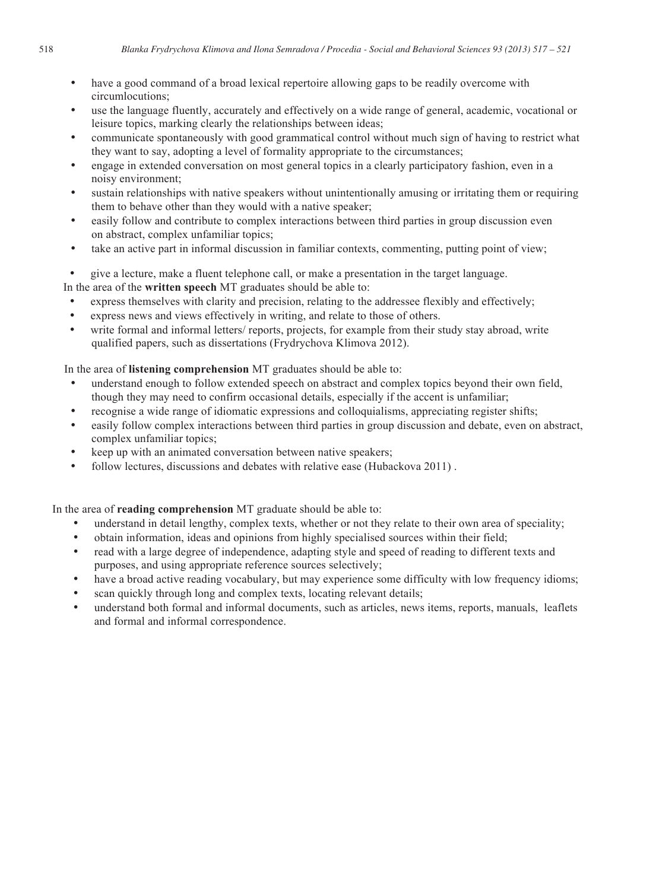- have a good command of a broad lexical repertoire allowing gaps to be readily overcome with circumlocutions;
- use the language fluently, accurately and effectively on a wide range of general, academic, vocational or leisure topics, marking clearly the relationships between ideas;
- communicate spontaneously with good grammatical control without much sign of having to restrict what they want to say, adopting a level of formality appropriate to the circumstances;
- engage in extended conversation on most general topics in a clearly participatory fashion, even in a noisy environment;
- sustain relationships with native speakers without unintentionally amusing or irritating them or requiring them to behave other than they would with a native speaker;
- easily follow and contribute to complex interactions between third parties in group discussion even on abstract, complex unfamiliar topics;
- take an active part in informal discussion in familiar contexts, commenting, putting point of view;
- give a lecture, make a fluent telephone call, or make a presentation in the target language.

In the area of the **written speech** MT graduates should be able to:

- express themselves with clarity and precision, relating to the addressee flexibly and effectively;
- express news and views effectively in writing, and relate to those of others.
- write formal and informal letters/ reports, projects, for example from their study stay abroad, write qualified papers, such as dissertations (Frydrychova Klimova 2012).

In the area of **listening comprehension** MT graduates should be able to:

- understand enough to follow extended speech on abstract and complex topics beyond their own field, though they may need to confirm occasional details, especially if the accent is unfamiliar;
- recognise a wide range of idiomatic expressions and colloquialisms, appreciating register shifts;
- easily follow complex interactions between third parties in group discussion and debate, even on abstract, complex unfamiliar topics;
- keep up with an animated conversation between native speakers;
- follow lectures, discussions and debates with relative ease (Hubackova 2011) .

In the area of **reading comprehension** MT graduate should be able to:

- understand in detail lengthy, complex texts, whether or not they relate to their own area of speciality;
- obtain information, ideas and opinions from highly specialised sources within their field;
- read with a large degree of independence, adapting style and speed of reading to different texts and purposes, and using appropriate reference sources selectively;
- have a broad active reading vocabulary, but may experience some difficulty with low frequency idioms;
- scan quickly through long and complex texts, locating relevant details;
- understand both formal and informal documents, such as articles, news items, reports, manuals, leaflets and formal and informal correspondence.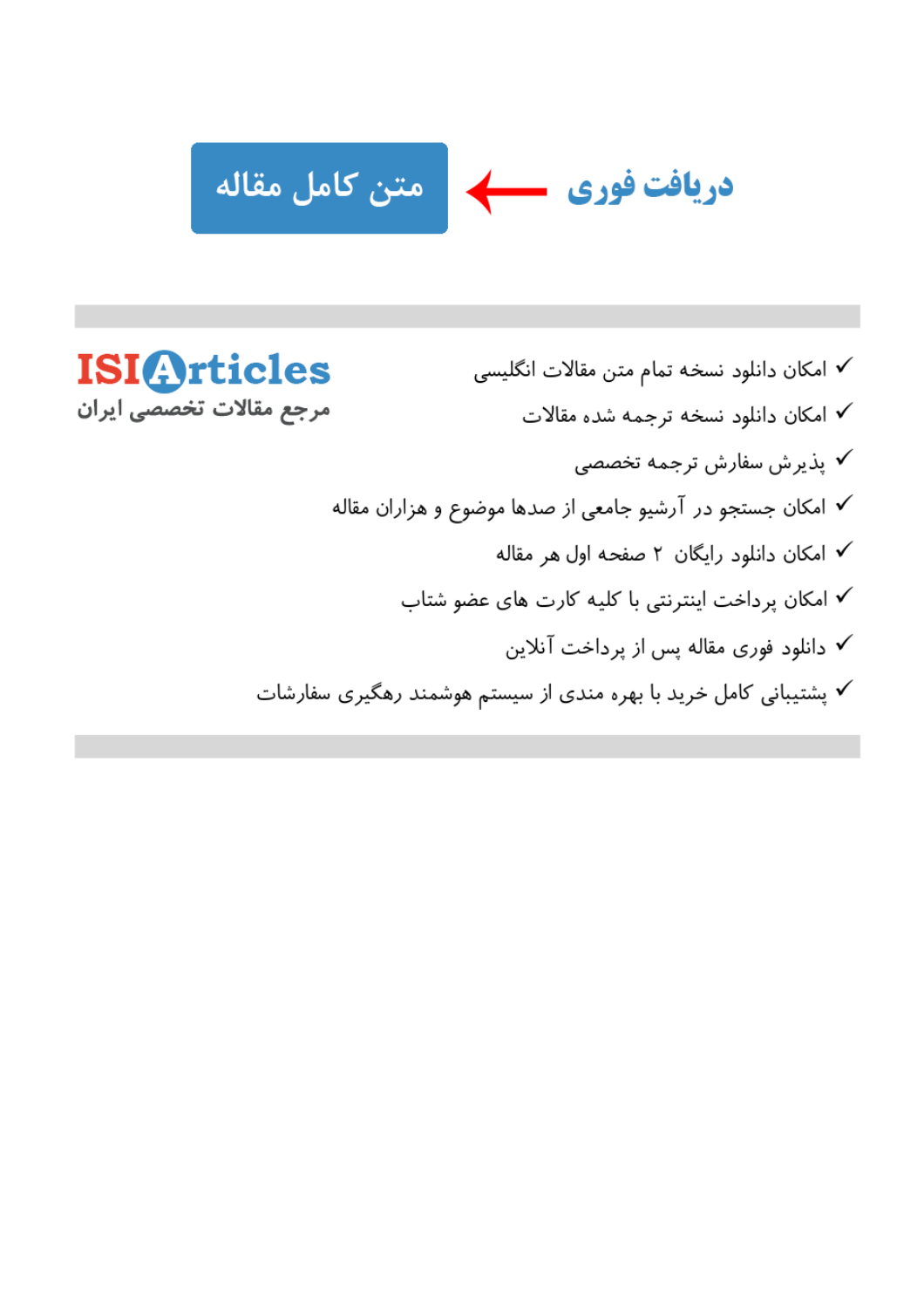دریافت فوری ← متن کامل مقاله

**ISIArticles**
مرجع مقالات تخصصی ایران

- ✓ امکان دانلود نسخه تمام متن مقالات انگلیسی
- ✓ امکان دانلود نسخه ترجمه شده مقالات
- ✓ پذیرش سفارش ترجمه تخصصی
- ✓ امکان جستجو در آرشیو جامعی از صدها موضوع و هزاران مقاله
- ✓ امکان دانلود رایگان ۲ صفحه اول هر مقاله
- ✓ امکان پرداخت اینترنتی با کلیه کارت های عضو شتاب
- ✓ دانلود فوری مقاله پس از پرداخت آنلاین
- ✓ پشتیبانی کامل خرید با بهره مندی از سیستم هوشمند رهگیری سفارشات